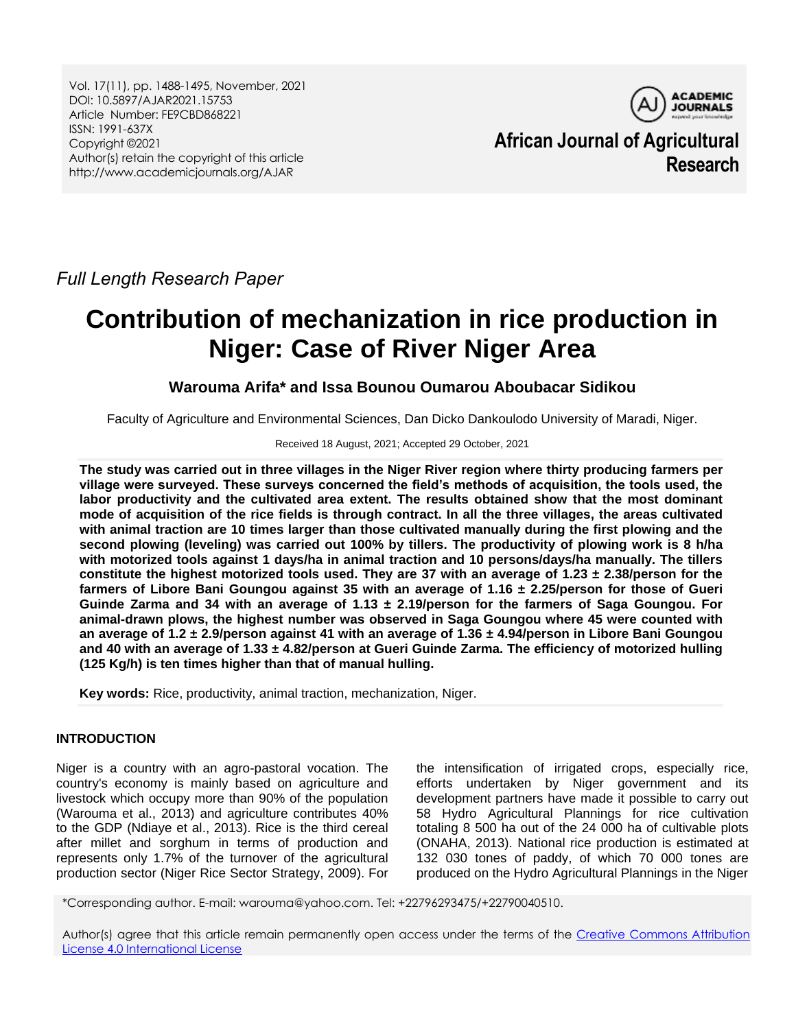*Full Length Research Paper*

# Contribution of mechanization in rice production in Niger: Case of River Niger Area

**Warouma Arifa* and Issa Bounou Oumarou Aboubacar Sidikou**

Faculty of Agriculture and Environmental Sciences, Dan Dicko Dankoulodo University of Maradi, Niger.

Received 18 August, 2021; Accepted 29 October, 2021

**The study was carried out in three villages in the Niger River region where thirty producing farmers per village were surveyed. These surveys concerned the field's methods of acquisition, the tools used, the labor productivity and the cultivated area extent. The results obtained show that the most dominant mode of acquisition of the rice fields is through contract. In all the three villages, the areas cultivated with animal traction are 10 times larger than those cultivated manually during the first plowing and the second plowing (leveling) was carried out 100% by tillers. The productivity of plowing work is 8 h/ha with motorized tools against 1 days/ha in animal traction and 10 persons/days/ha manually. The tillers constitute the highest motorized tools used. They are 37 with an average of 1.23 ± 2.38/person for the farmers of Libore Bani Goungou against 35 with an average of 1.16 ± 2.25/person for those of Gueri Guinde Zarma and 34 with an average of 1.13 ± 2.19/person for the farmers of Saga Goungou. For animal-drawn plows, the highest number was observed in Saga Goungou where 45 were counted with an average of 1.2 ± 2.9/person against 41 with an average of 1.36 ± 4.94/person in Libore Bani Goungou and 40 with an average of 1.33 ± 4.82/person at Gueri Guinde Zarma. The efficiency of motorized hulling (125 Kg/h) is ten times higher than that of manual hulling.**

**Key words:** Rice, productivity, animal traction, mechanization, Niger.

## INTRODUCTION

Niger is a country with an agro-pastoral vocation. The country's economy is mainly based on agriculture and livestock which occupy more than 90% of the population (Warouma et al., 2013) and agriculture contributes 40% to the GDP (Ndiaye et al., 2013). Rice is the third cereal after millet and sorghum in terms of production and represents only 1.7% of the turnover of the agricultural production sector (Niger Rice Sector Strategy, 2009). For the intensification of irrigated crops, especially rice, efforts undertaken by Niger government and its development partners have made it possible to carry out 58 Hydro Agricultural Plannings for rice cultivation totaling 8 500 ha out of the 24 000 ha of cultivable plots (ONAHA, 2013). National rice production is estimated at 132 030 tones of paddy, of which 70 000 tones are produced on the Hydro Agricultural Plannings in the Niger

*Corresponding author. E-mail: warouma@yahoo.com. Tel: +22796293475/+22790040510.

Author(s) agree that this article remain permanently open access under the terms of the Creative Commons Attribution License 4.0 International License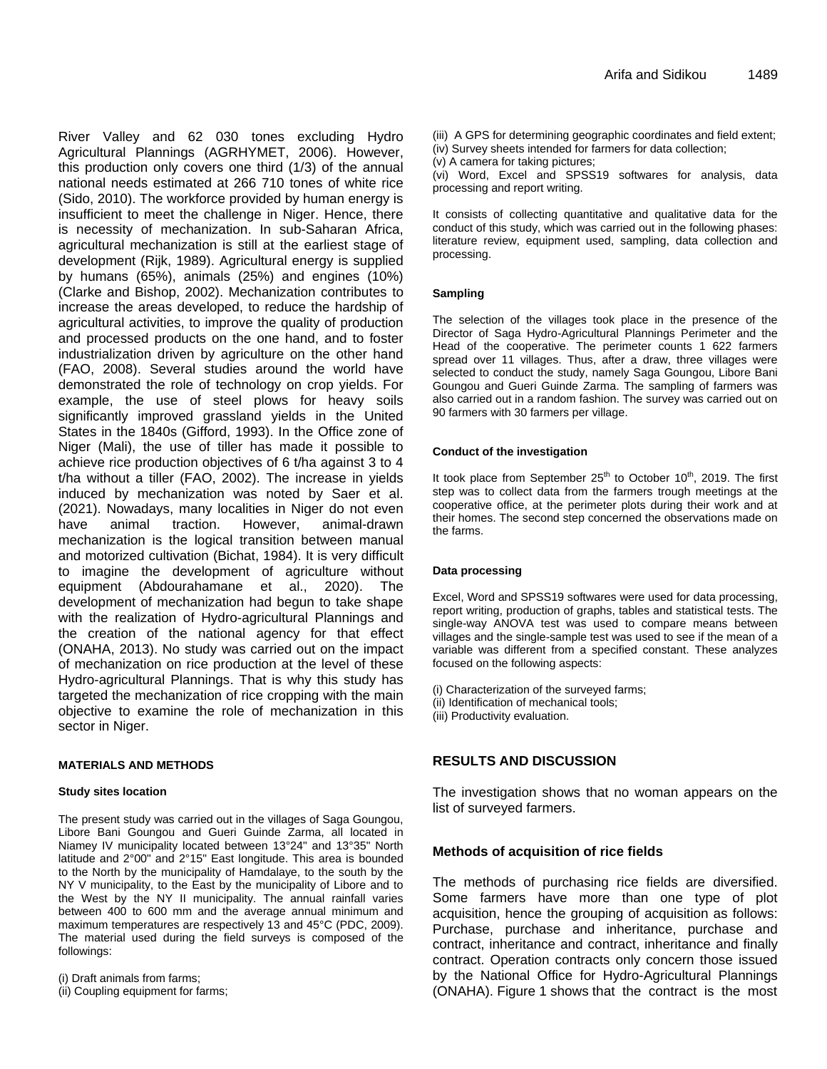River Valley and 62 030 tones excluding Hydro Agricultural Plannings (AGRHYMET, 2006). However, this production only covers one third (1/3) of the annual national needs estimated at 266 710 tones of white rice (Sido, 2010). The workforce provided by human energy is insufficient to meet the challenge in Niger. Hence, there is necessity of mechanization. In sub-Saharan Africa, agricultural mechanization is still at the earliest stage of development (Rijk, 1989). Agricultural energy is supplied by humans (65%), animals (25%) and engines (10%) (Clarke and Bishop, 2002). Mechanization contributes to increase the areas developed, to reduce the hardship of agricultural activities, to improve the quality of production and processed products on the one hand, and to foster industrialization driven by agriculture on the other hand (FAO, 2008). Several studies around the world have demonstrated the role of technology on crop yields. For example, the use of steel plows for heavy soils significantly improved grassland yields in the United States in the 1840s (Gifford, 1993). In the Office zone of Niger (Mali), the use of tiller has made it possible to achieve rice production objectives of 6 t/ha against 3 to 4 t/ha without a tiller (FAO, 2002). The increase in yields induced by mechanization was noted by Saer et al. (2021). Nowadays, many localities in Niger do not even have animal traction. However, animal-drawn mechanization is the logical transition between manual and motorized cultivation (Bichat, 1984). It is very difficult to imagine the development of agriculture without equipment (Abdourahamane et al., 2020). The development of mechanization had begun to take shape with the realization of Hydro-agricultural Plannings and the creation of the national agency for that effect (ONAHA, 2013). No study was carried out on the impact of mechanization on rice production at the level of these Hydro-agricultural Plannings. That is why this study has targeted the mechanization of rice cropping with the main objective to examine the role of mechanization in this sector in Niger.

## MATERIALS AND METHODS

### Study sites location

The present study was carried out in the villages of Saga Goungou, Libore Bani Goungou and Gueri Guinde Zarma, all located in Niamey IV municipality located between 13°24" and 13°35" North latitude and 2°00" and 2°15" East longitude. This area is bounded to the North by the municipality of Hamdalaye, to the south by the NY V municipality, to the East by the municipality of Libore and to the West by the NY II municipality. The annual rainfall varies between 400 to 600 mm and the average annual minimum and maximum temperatures are respectively 13 and 45°C (PDC, 2009). The material used during the field surveys is composed of the followings:

(i) Draft animals from farms;
(ii) Coupling equipment for farms;
(iii) A GPS for determining geographic coordinates and field extent;
(iv) Survey sheets intended for farmers for data collection;
(v) A camera for taking pictures;
(vi) Word, Excel and SPSS19 softwares for analysis, data processing and report writing.

It consists of collecting quantitative and qualitative data for the conduct of this study, which was carried out in the following phases: literature review, equipment used, sampling, data collection and processing.

### Sampling

The selection of the villages took place in the presence of the Director of Saga Hydro-Agricultural Plannings Perimeter and the Head of the cooperative. The perimeter counts 1 622 farmers spread over 11 villages. Thus, after a draw, three villages were selected to conduct the study, namely Saga Goungou, Libore Bani Goungou and Gueri Guinde Zarma. The sampling of farmers was also carried out in a random fashion. The survey was carried out on 90 farmers with 30 farmers per village.

### Conduct of the investigation

It took place from September 25th to October 10th, 2019. The first step was to collect data from the farmers trough meetings at the cooperative office, at the perimeter plots during their work and at their homes. The second step concerned the observations made on the farms.

### Data processing

Excel, Word and SPSS19 softwares were used for data processing, report writing, production of graphs, tables and statistical tests. The single-way ANOVA test was used to compare means between villages and the single-sample test was used to see if the mean of a variable was different from a specified constant. These analyzes focused on the following aspects:

(i) Characterization of the surveyed farms;
(ii) Identification of mechanical tools;
(iii) Productivity evaluation.

## RESULTS AND DISCUSSION

The investigation shows that no woman appears on the list of surveyed farmers.

### Methods of acquisition of rice fields

The methods of purchasing rice fields are diversified. Some farmers have more than one type of plot acquisition, hence the grouping of acquisition as follows: Purchase, purchase and inheritance, purchase and contract, inheritance and contract, inheritance and finally contract. Operation contracts only concern those issued by the National Office for Hydro-Agricultural Plannings (ONAHA). Figure 1 shows that the contract is the most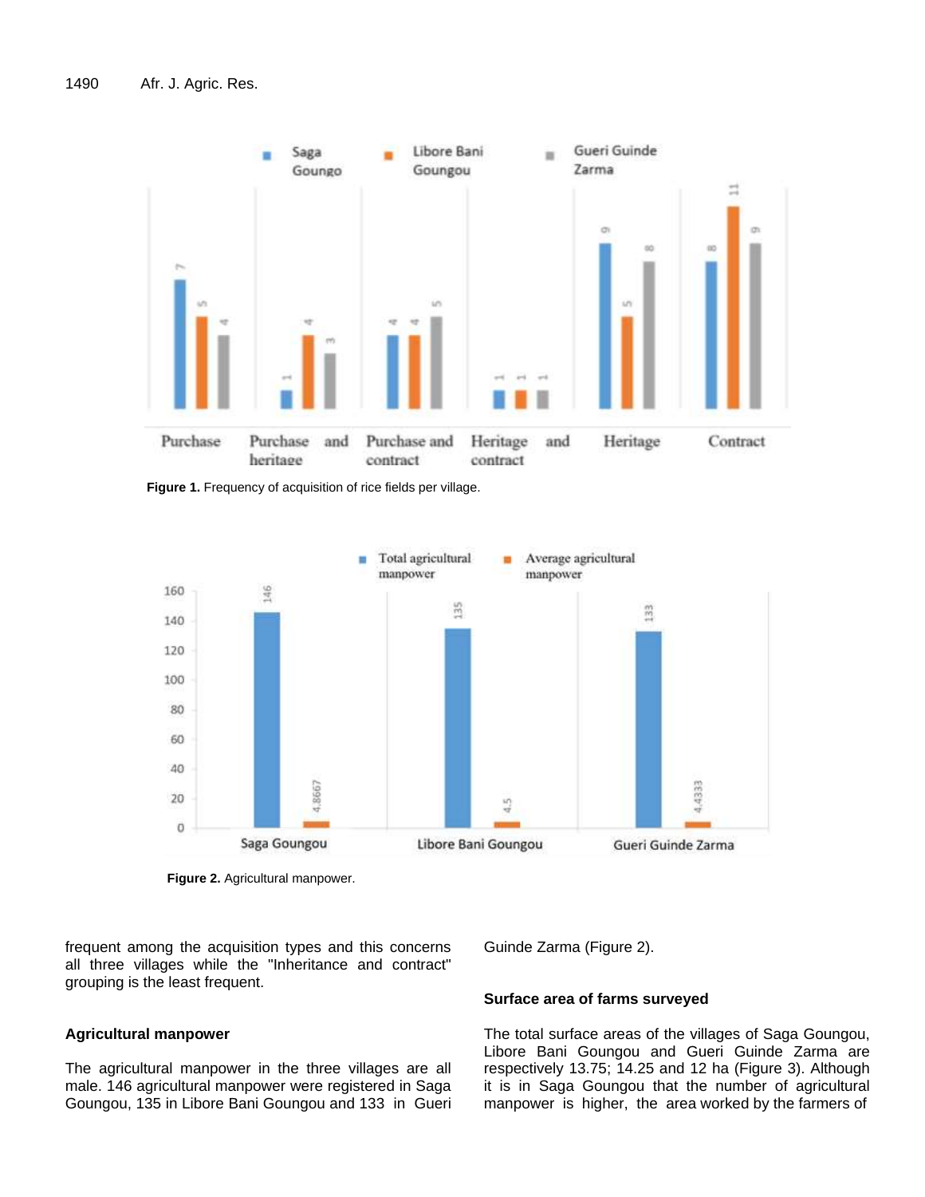Figure 1. Frequency of acquisition of rice fields per village.

Figure 2. Agricultural manpower.

frequent among the acquisition types and this concerns all three villages while the "Inheritance and contract" grouping is the least frequent.

### Agricultural manpower

The agricultural manpower in the three villages are all male. 146 agricultural manpower were registered in Saga Goungou, 135 in Libore Bani Goungou and 133 in Gueri Guinde Zarma (Figure 2).

### Surface area of farms surveyed

The total surface areas of the villages of Saga Goungou, Libore Bani Goungou and Gueri Guinde Zarma are respectively 13.75; 14.25 and 12 ha (Figure 3). Although it is in Saga Goungou that the number of agricultural manpower is higher, the area worked by the farmers of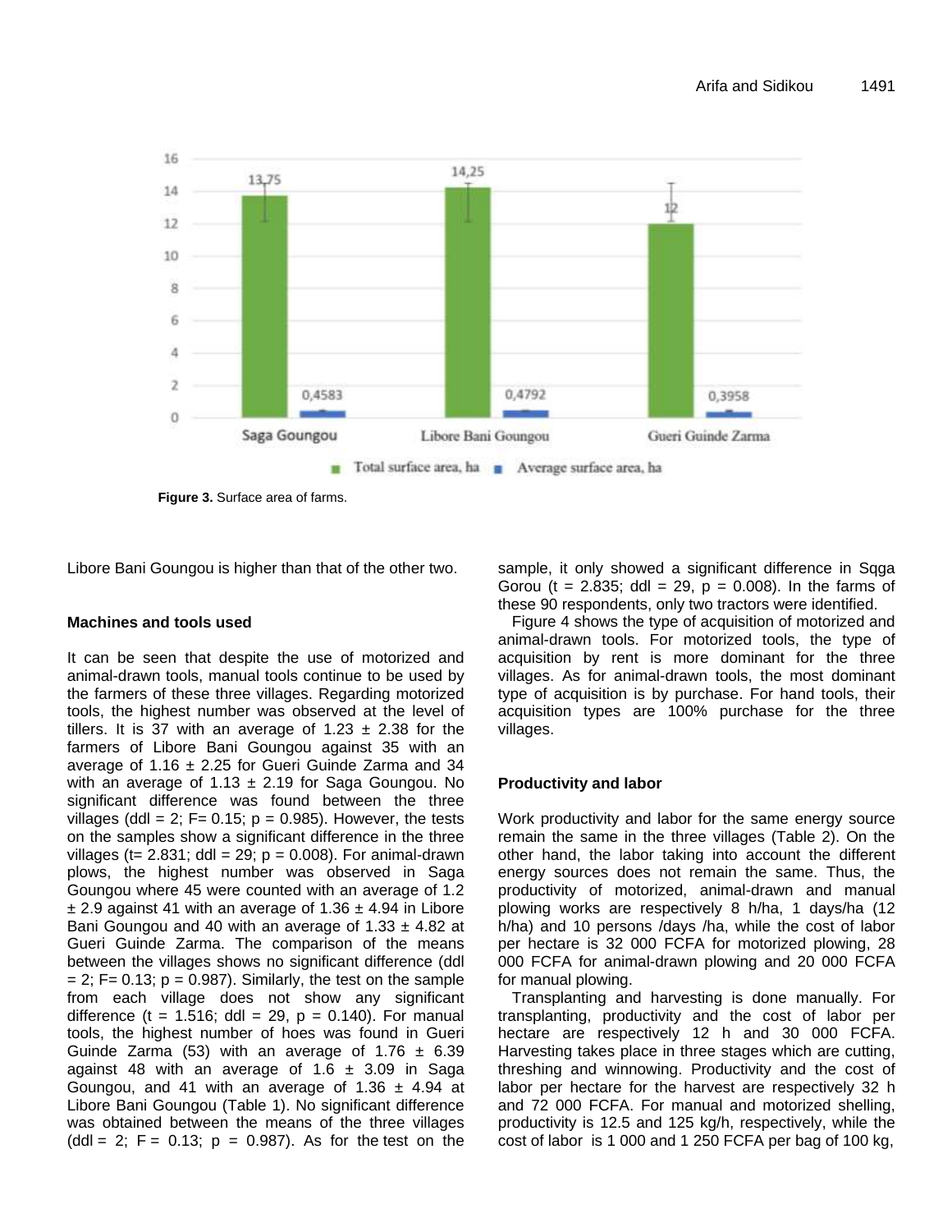Figure 3. Surface area of farms.

Libore Bani Goungou is higher than that of the other two.

### Machines and tools used

It can be seen that despite the use of motorized and animal-drawn tools, manual tools continue to be used by the farmers of these three villages. Regarding motorized tools, the highest number was observed at the level of tillers. It is 37 with an average of 1.23 ± 2.38 for the farmers of Libore Bani Goungou against 35 with an average of 1.16 ± 2.25 for Gueri Guinde Zarma and 34 with an average of 1.13 ± 2.19 for Saga Goungou. No significant difference was found between the three villages (ddl = 2; F= 0.15; p = 0.985). However, the tests on the samples show a significant difference in the three villages (t= 2.831; ddl = 29; p = 0.008). For animal-drawn plows, the highest number was observed in Saga Goungou where 45 were counted with an average of 1.2 ± 2.9 against 41 with an average of 1.36 ± 4.94 in Libore Bani Goungou and 40 with an average of 1.33 ± 4.82 at Gueri Guinde Zarma. The comparison of the means between the villages shows no significant difference (ddl = 2; F= 0.13; p = 0.987). Similarly, the test on the sample from each village does not show any significant difference (t = 1.516; ddl = 29, p = 0.140). For manual tools, the highest number of hoes was found in Gueri Guinde Zarma (53) with an average of 1.76 ± 6.39 against 48 with an average of 1.6 ± 3.09 in Saga Goungou, and 41 with an average of 1.36 ± 4.94 at Libore Bani Goungou (Table 1). No significant difference was obtained between the means of the three villages (ddl = 2; F = 0.13; p = 0.987). As for the test on the sample, it only showed a significant difference in Sqga Gorou (t = 2.835; ddl = 29, p = 0.008). In the farms of these 90 respondents, only two tractors were identified.

Figure 4 shows the type of acquisition of motorized and animal-drawn tools. For motorized tools, the type of acquisition by rent is more dominant for the three villages. As for animal-drawn tools, the most dominant type of acquisition is by purchase. For hand tools, their acquisition types are 100% purchase for the three villages.

### Productivity and labor

Work productivity and labor for the same energy source remain the same in the three villages (Table 2). On the other hand, the labor taking into account the different energy sources does not remain the same. Thus, the productivity of motorized, animal-drawn and manual plowing works are respectively 8 h/ha, 1 days/ha (12 h/ha) and 10 persons /days /ha, while the cost of labor per hectare is 32 000 FCFA for motorized plowing, 28 000 FCFA for animal-drawn plowing and 20 000 FCFA for manual plowing.

Transplanting and harvesting is done manually. For transplanting, productivity and the cost of labor per hectare are respectively 12 h and 30 000 FCFA. Harvesting takes place in three stages which are cutting, threshing and winnowing. Productivity and the cost of labor per hectare for the harvest are respectively 32 h and 72 000 FCFA. For manual and motorized shelling, productivity is 12.5 and 125 kg/h, respectively, while the cost of labor is 1 000 and 1 250 FCFA per bag of 100 kg,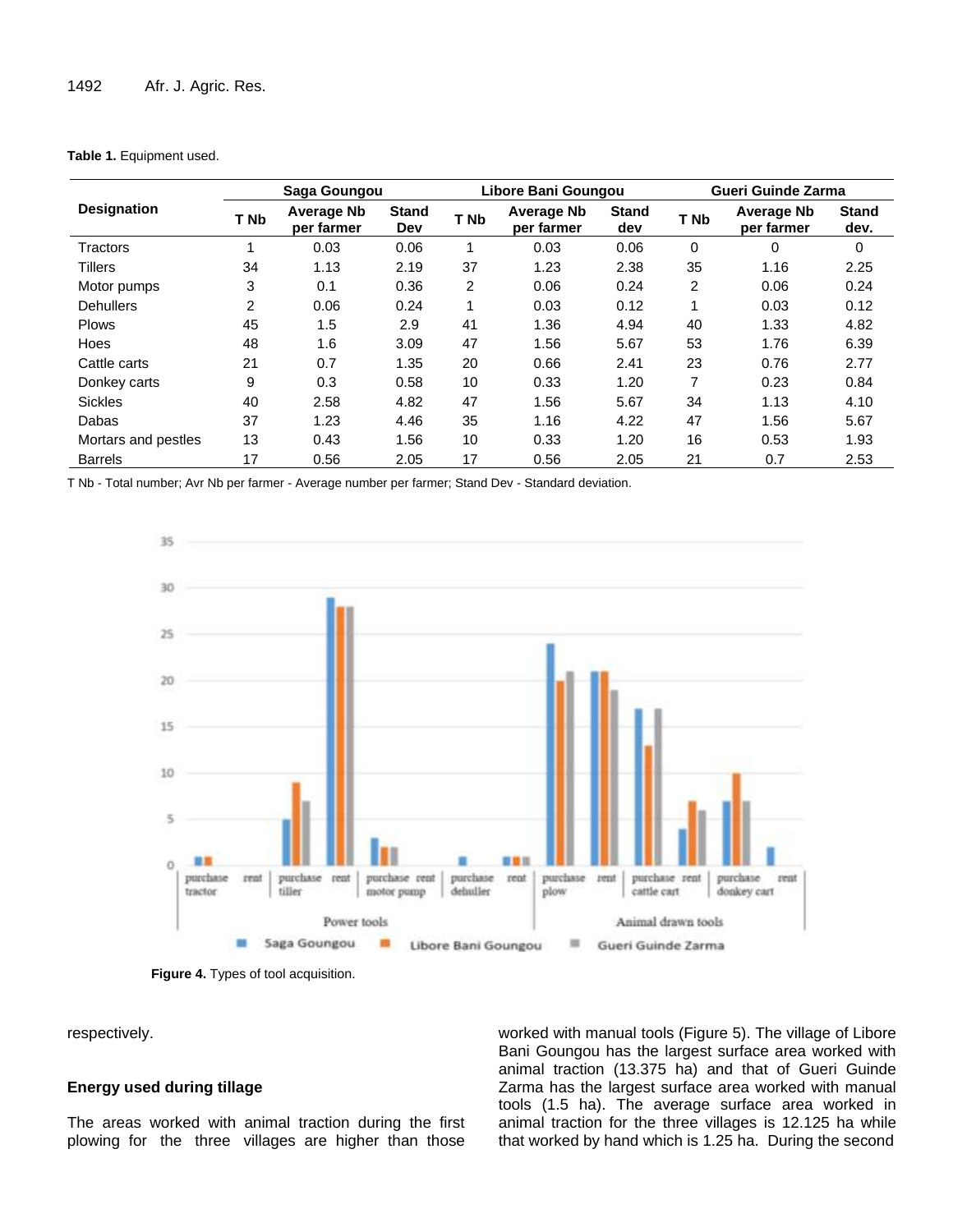**Table 1.** Equipment used.

| Designation | Saga Goungou | | | Libore Bani Goungou | | | Gueri Guinde Zarma | | |
|---|---|---|---|---|---|---|---|---|---|
| | T Nb | Average Nb per farmer | Stand Dev | T Nb | Average Nb per farmer | Stand dev | T Nb | Average Nb per farmer | Stand dev. |
| Tractors | 1 | 0.03 | 0.06 | 1 | 0.03 | 0.06 | 0 | 0 | 0 |
| Tillers | 34 | 1.13 | 2.19 | 37 | 1.23 | 2.38 | 35 | 1.16 | 2.25 |
| Motor pumps | 3 | 0.1 | 0.36 | 2 | 0.06 | 0.24 | 2 | 0.06 | 0.24 |
| Dehullers | 2 | 0.06 | 0.24 | 1 | 0.03 | 0.12 | 1 | 0.03 | 0.12 |
| Plows | 45 | 1.5 | 2.9 | 41 | 1.36 | 4.94 | 40 | 1.33 | 4.82 |
| Hoes | 48 | 1.6 | 3.09 | 47 | 1.56 | 5.67 | 53 | 1.76 | 6.39 |
| Cattle carts | 21 | 0.7 | 1.35 | 20 | 0.66 | 2.41 | 23 | 0.76 | 2.77 |
| Donkey carts | 9 | 0.3 | 0.58 | 10 | 0.33 | 1.20 | 7 | 0.23 | 0.84 |
| Sickles | 40 | 2.58 | 4.82 | 47 | 1.56 | 5.67 | 34 | 1.13 | 4.10 |
| Dabas | 37 | 1.23 | 4.46 | 35 | 1.16 | 4.22 | 47 | 1.56 | 5.67 |
| Mortars and pestles | 13 | 0.43 | 1.56 | 10 | 0.33 | 1.20 | 16 | 0.53 | 1.93 |
| Barrels | 17 | 0.56 | 2.05 | 17 | 0.56 | 2.05 | 21 | 0.7 | 2.53 |

T Nb - Total number; Avr Nb per farmer - Average number per farmer; Stand Dev - Standard deviation.

**Figure 4.** Types of tool acquisition.

respectively.

## Energy used during tillage

The areas worked with animal traction during the first plowing for the three villages are higher than those worked with manual tools (Figure 5). The village of Libore Bani Goungou has the largest surface area worked with animal traction (13.375 ha) and that of Gueri Guinde Zarma has the largest surface area worked with manual tools (1.5 ha). The average surface area worked in animal traction for the three villages is 12.125 ha while that worked by hand which is 1.25 ha. During the second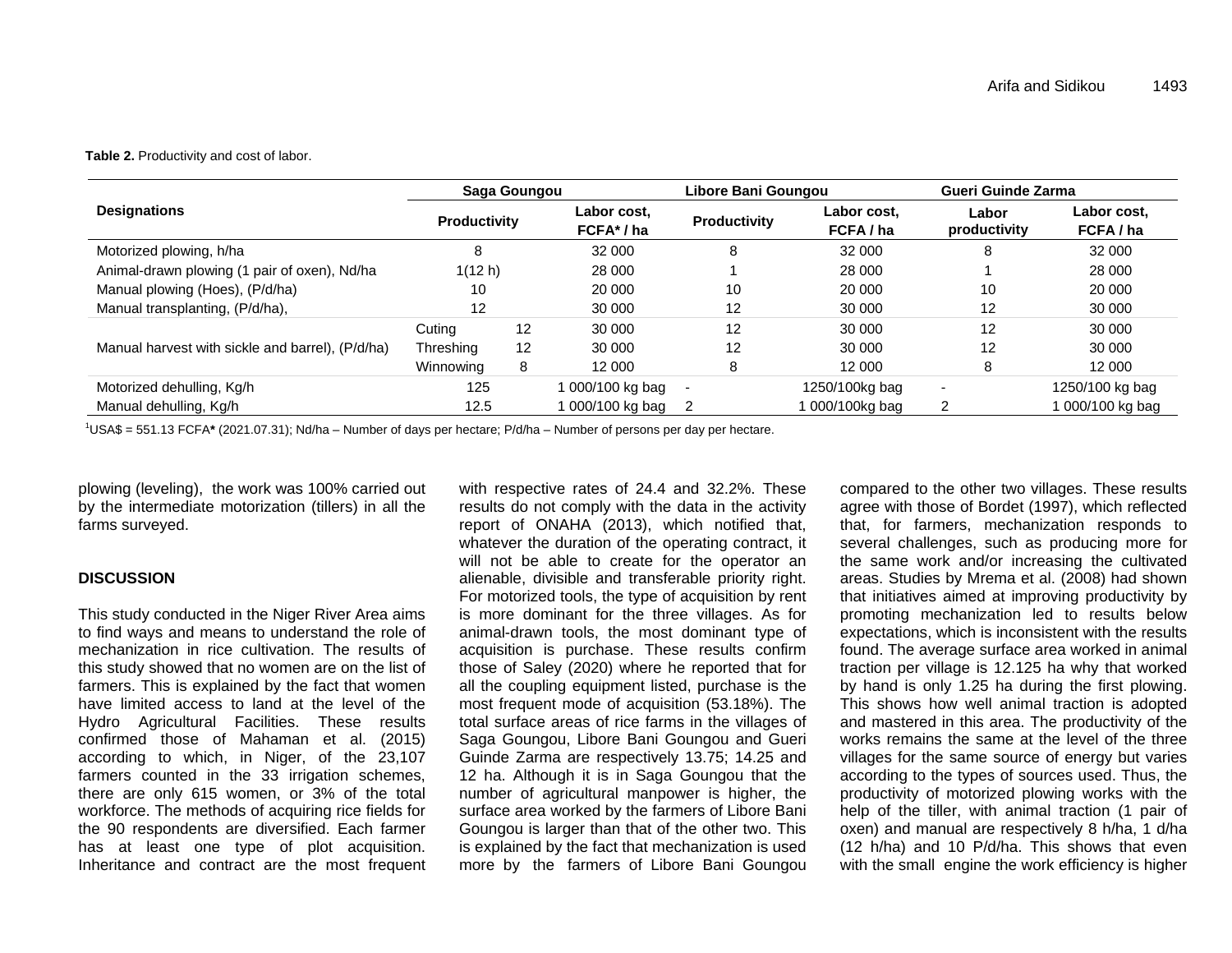**Table 2.** Productivity and cost of labor.

| Designations | Saga Goungou | | | Libore Bani Goungou | | Gueri Guinde Zarma | |
|---|---|---|---|---|---|---|---|
| | Productivity | | Labor cost, FCFA* / ha | Productivity | Labor cost, FCFA / ha | Labor productivity | Labor cost, FCFA / ha |
| Motorized plowing, h/ha | 8 | | 32 000 | 8 | 32 000 | 8 | 32 000 |
| Animal-drawn plowing (1 pair of oxen), Nd/ha | 1(12 h) | | 28 000 | 1 | 28 000 | 1 | 28 000 |
| Manual plowing (Hoes), (P/d/ha) | 10 | | 20 000 | 10 | 20 000 | 10 | 20 000 |
| Manual transplanting, (P/d/ha), | 12 | | 30 000 | 12 | 30 000 | 12 | 30 000 |
| Manual harvest with sickle and barrel), (P/d/ha) | Cuting | 12 | 30 000 | 12 | 30 000 | 12 | 30 000 |
| | Threshing | 12 | 30 000 | 12 | 30 000 | 12 | 30 000 |
| | Winnowing | 8 | 12 000 | 8 | 12 000 | 8 | 12 000 |
| Motorized dehulling, Kg/h | 125 | | 1 000/100 kg bag | - | 1250/100kg bag | - | 1250/100 kg bag |
| Manual dehulling, Kg/h | 12.5 | | 1 000/100 kg bag | 2 | 1 000/100kg bag | 2 | 1 000/100 kg bag |

[1]USA$ = 551.13 FCFA* (2021.07.31); Nd/ha – Number of days per hectare; P/d/ha – Number of persons per day per hectare.

plowing (leveling), the work was 100% carried out by the intermediate motorization (tillers) in all the farms surveyed.

## DISCUSSION

This study conducted in the Niger River Area aims to find ways and means to understand the role of mechanization in rice cultivation. The results of this study showed that no women are on the list of farmers. This is explained by the fact that women have limited access to land at the level of the Hydro Agricultural Facilities. These results confirmed those of Mahaman et al. (2015) according to which, in Niger, of the 23,107 farmers counted in the 33 irrigation schemes, there are only 615 women, or 3% of the total workforce. The methods of acquiring rice fields for the 90 respondents are diversified. Each farmer has at least one type of plot acquisition. Inheritance and contract are the most frequent with respective rates of 24.4 and 32.2%. These results do not comply with the data in the activity report of ONAHA (2013), which notified that, whatever the duration of the operating contract, it will not be able to create for the operator an alienable, divisible and transferable priority right. For motorized tools, the type of acquisition by rent is more dominant for the three villages. As for animal-drawn tools, the most dominant type of acquisition is purchase. These results confirm those of Saley (2020) where he reported that for all the coupling equipment listed, purchase is the most frequent mode of acquisition (53.18%). The total surface areas of rice farms in the villages of Saga Goungou, Libore Bani Goungou and Gueri Guinde Zarma are respectively 13.75; 14.25 and 12 ha. Although it is in Saga Goungou that the number of agricultural manpower is higher, the surface area worked by the farmers of Libore Bani Goungou is larger than that of the other two. This is explained by the fact that mechanization is used more by the farmers of Libore Bani Goungou compared to the other two villages. These results agree with those of Bordet (1997), which reflected that, for farmers, mechanization responds to several challenges, such as producing more for the same work and/or increasing the cultivated areas. Studies by Mrema et al. (2008) had shown that initiatives aimed at improving productivity by promoting mechanization led to results below expectations, which is inconsistent with the results found. The average surface area worked in animal traction per village is 12.125 ha why that worked by hand is only 1.25 ha during the first plowing. This shows how well animal traction is adopted and mastered in this area. The productivity of the works remains the same at the level of the three villages for the same source of energy but varies according to the types of sources used. Thus, the productivity of motorized plowing works with the help of the tiller, with animal traction (1 pair of oxen) and manual are respectively 8 h/ha, 1 d/ha (12 h/ha) and 10 P/d/ha. This shows that even with the small engine the work efficiency is higher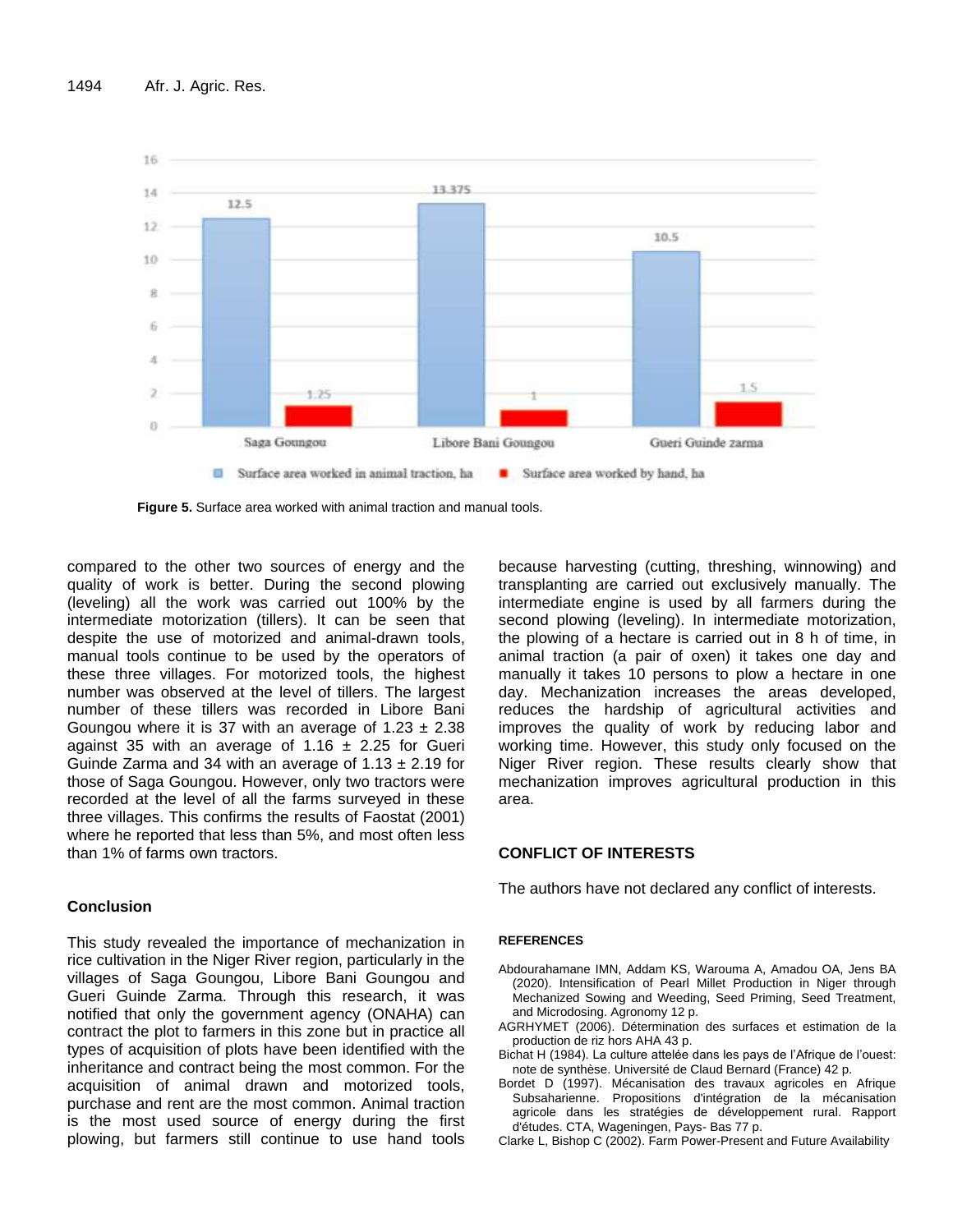Figure 5. Surface area worked with animal traction and manual tools.

compared to the other two sources of energy and the quality of work is better. During the second plowing (leveling) all the work was carried out 100% by the intermediate motorization (tillers). It can be seen that despite the use of motorized and animal-drawn tools, manual tools continue to be used by the operators of these three villages. For motorized tools, the highest number was observed at the level of tillers. The largest number of these tillers was recorded in Libore Bani Goungou where it is 37 with an average of 1.23 ± 2.38 against 35 with an average of 1.16 ± 2.25 for Gueri Guinde Zarma and 34 with an average of 1.13 ± 2.19 for those of Saga Goungou. However, only two tractors were recorded at the level of all the farms surveyed in these three villages. This confirms the results of Faostat (2001) where he reported that less than 5%, and most often less than 1% of farms own tractors.

## Conclusion

This study revealed the importance of mechanization in rice cultivation in the Niger River region, particularly in the villages of Saga Goungou, Libore Bani Goungou and Gueri Guinde Zarma. Through this research, it was notified that only the government agency (ONAHA) can contract the plot to farmers in this zone but in practice all types of acquisition of plots have been identified with the inheritance and contract being the most common. For the acquisition of animal drawn and motorized tools, purchase and rent are the most common. Animal traction is the most used source of energy during the first plowing, but farmers still continue to use hand tools because harvesting (cutting, threshing, winnowing) and transplanting are carried out exclusively manually. The intermediate engine is used by all farmers during the second plowing (leveling). In intermediate motorization, the plowing of a hectare is carried out in 8 h of time, in animal traction (a pair of oxen) it takes one day and manually it takes 10 persons to plow a hectare in one day. Mechanization increases the areas developed, reduces the hardship of agricultural activities and improves the quality of work by reducing labor and working time. However, this study only focused on the Niger River region. These results clearly show that mechanization improves agricultural production in this area.

## CONFLICT OF INTERESTS

The authors have not declared any conflict of interests.

## REFERENCES

Abdourahamane IMN, Addam KS, Warouma A, Amadou OA, Jens BA (2020). Intensification of Pearl Millet Production in Niger through Mechanized Sowing and Weeding, Seed Priming, Seed Treatment, and Microdosing. Agronomy 12 p.

AGRHYMET (2006). Détermination des surfaces et estimation de la production de riz hors AHA 43 p.

Bichat H (1984). La culture attelée dans les pays de l'Afrique de l'ouest: note de synthèse. Université de Claud Bernard (France) 42 p.

Bordet D (1997). Mécanisation des travaux agricoles en Afrique Subsaharienne. Propositions d'intégration de la mécanisation agricole dans les stratégies de développement rural. Rapport d'études. CTA, Wageningen, Pays- Bas 77 p.

Clarke L, Bishop C (2002). Farm Power-Present and Future Availability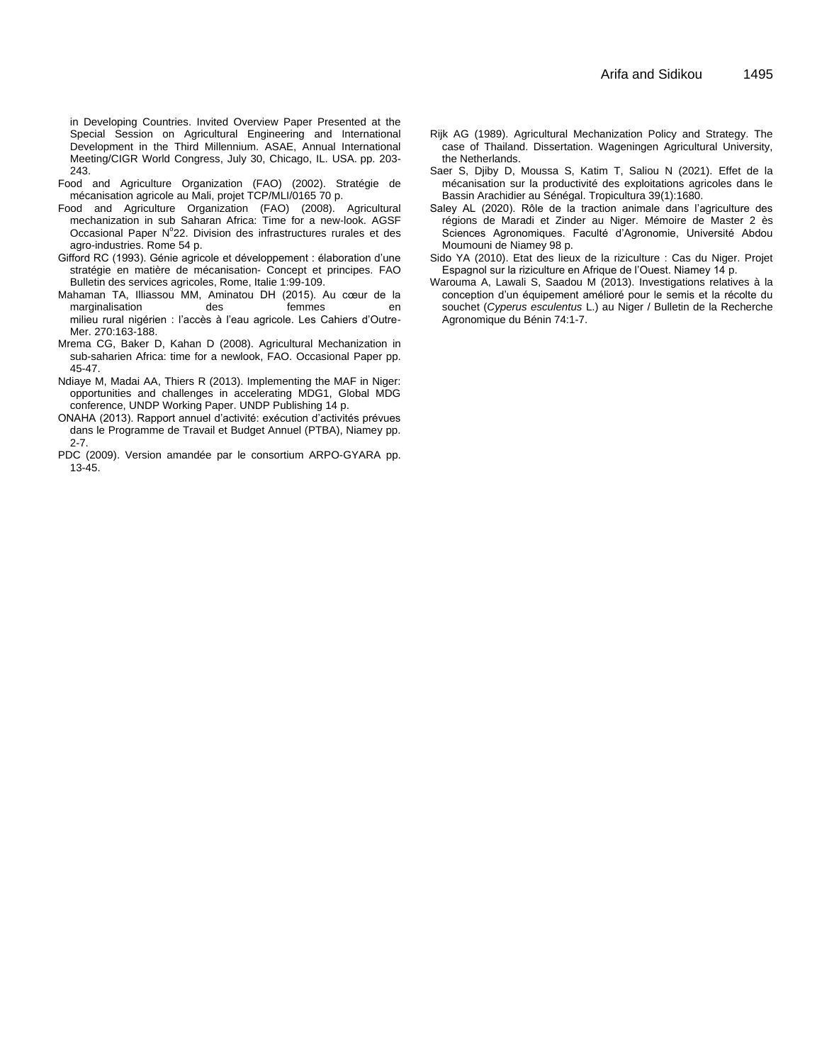in Developing Countries. Invited Overview Paper Presented at the Special Session on Agricultural Engineering and International Development in the Third Millennium. ASAE, Annual International Meeting/CIGR World Congress, July 30, Chicago, IL. USA. pp. 203-243.

Food and Agriculture Organization (FAO) (2002). Stratégie de mécanisation agricole au Mali, projet TCP/MLI/0165 70 p.

Food and Agriculture Organization (FAO) (2008). Agricultural mechanization in sub Saharan Africa: Time for a new-look. AGSF Occasional Paper N°22. Division des infrastructures rurales et des agro-industries. Rome 54 p.

Gifford RC (1993). Génie agricole et développement : élaboration d'une stratégie en matière de mécanisation- Concept et principes. FAO Bulletin des services agricoles, Rome, Italie 1:99-109.

Mahaman TA, Illiassou MM, Aminatou DH (2015). Au cœur de la marginalisation des femmes en milieu rural nigérien : l'accès à l'eau agricole. Les Cahiers d'Outre-Mer. 270:163-188.

Mrema CG, Baker D, Kahan D (2008). Agricultural Mechanization in sub-saharien Africa: time for a newlook, FAO. Occasional Paper pp. 45-47.

Ndiaye M, Madai AA, Thiers R (2013). Implementing the MAF in Niger: opportunities and challenges in accelerating MDG1, Global MDG conference, UNDP Working Paper. UNDP Publishing 14 p.

ONAHA (2013). Rapport annuel d'activité: exécution d'activités prévues dans le Programme de Travail et Budget Annuel (PTBA), Niamey pp. 2-7.

PDC (2009). Version amandée par le consortium ARPO-GYARA pp. 13-45.

Rijk AG (1989). Agricultural Mechanization Policy and Strategy. The case of Thailand. Dissertation. Wageningen Agricultural University, the Netherlands.

Saer S, Djiby D, Moussa S, Katim T, Saliou N (2021). Effet de la mécanisation sur la productivité des exploitations agricoles dans le Bassin Arachidier au Sénégal. Tropicultura 39(1):1680.

Saley AL (2020). Rôle de la traction animale dans l'agriculture des régions de Maradi et Zinder au Niger. Mémoire de Master 2 ès Sciences Agronomiques. Faculté d'Agronomie, Université Abdou Moumouni de Niamey 98 p.

Sido YA (2010). Etat des lieux de la riziculture : Cas du Niger. Projet Espagnol sur la riziculture en Afrique de l'Ouest. Niamey 14 p.

Warouma A, Lawali S, Saadou M (2013). Investigations relatives à la conception d'un équipement amélioré pour le semis et la récolte du souchet (*Cyperus esculentus* L.) au Niger / Bulletin de la Recherche Agronomique du Bénin 74:1-7.